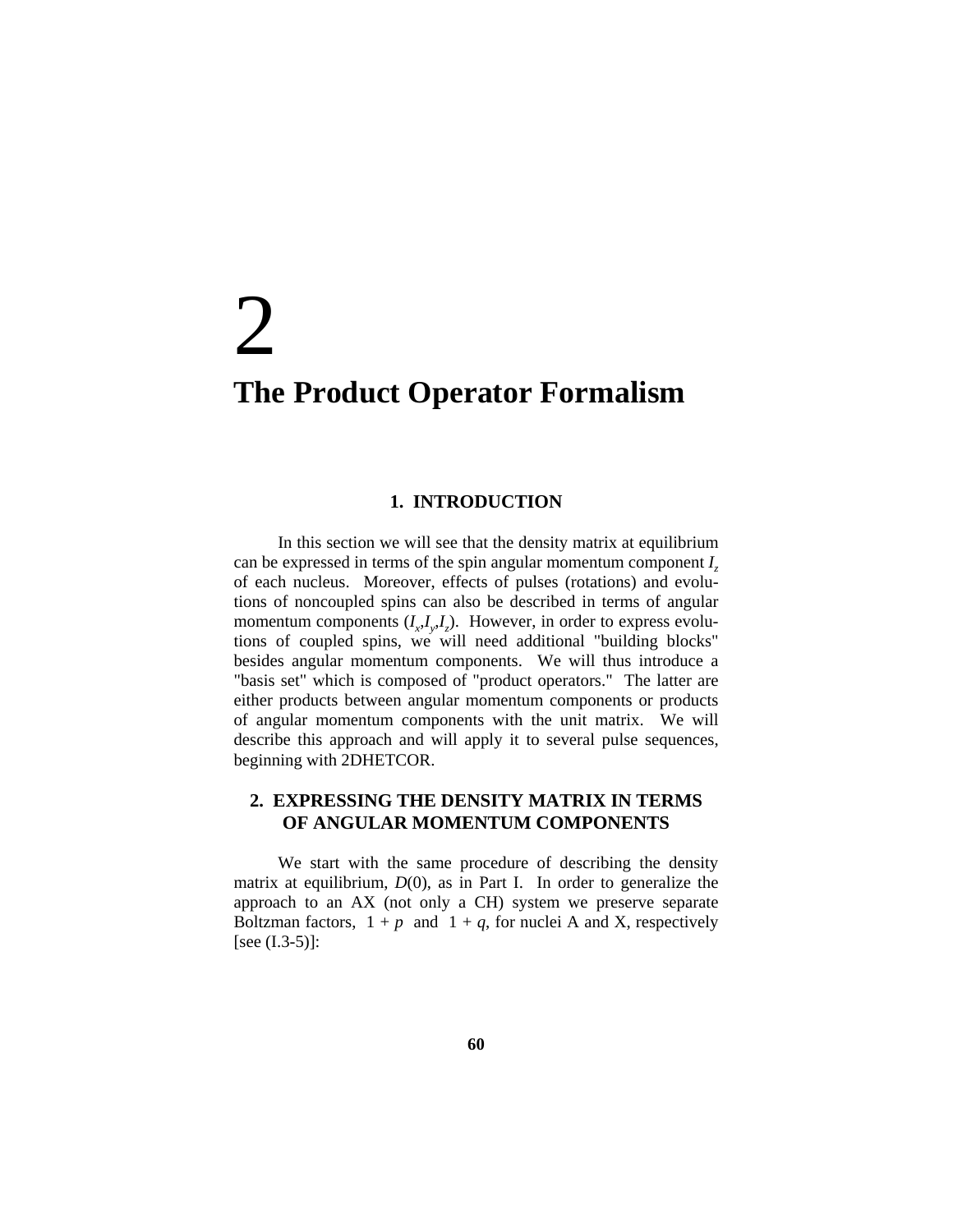# 2

# The Product Operator Formalism

## 1. INTRODUCTION

In this section we will see that the density matrix at equilibrium can be expressed in terms of the spin angular momentum component $I_z$ of each nucleus. Moreover, effects of pulses (rotations) and evolutions of noncoupled spins can also be described in terms of angular momentum components ($I_x$,$I_y$,$I_z$). However, in order to express evolutions of coupled spins, we will need additional "building blocks" besides angular momentum components. We will thus introduce a "basis set" which is composed of "product operators." The latter are either products between angular momentum components or products of angular momentum components with the unit matrix. We will describe this approach and will apply it to several pulse sequences, beginning with 2DHETCOR.

## 2. EXPRESSING THE DENSITY MATRIX IN TERMS OF ANGULAR MOMENTUM COMPONENTS

We start with the same procedure of describing the density matrix at equilibrium, $D(0)$, as in Part I. In order to generalize the approach to an AX (not only a CH) system we preserve separate Boltzman factors, $1 + p$ and $1 + q$, for nuclei A and X, respectively [see (I.3-5)]: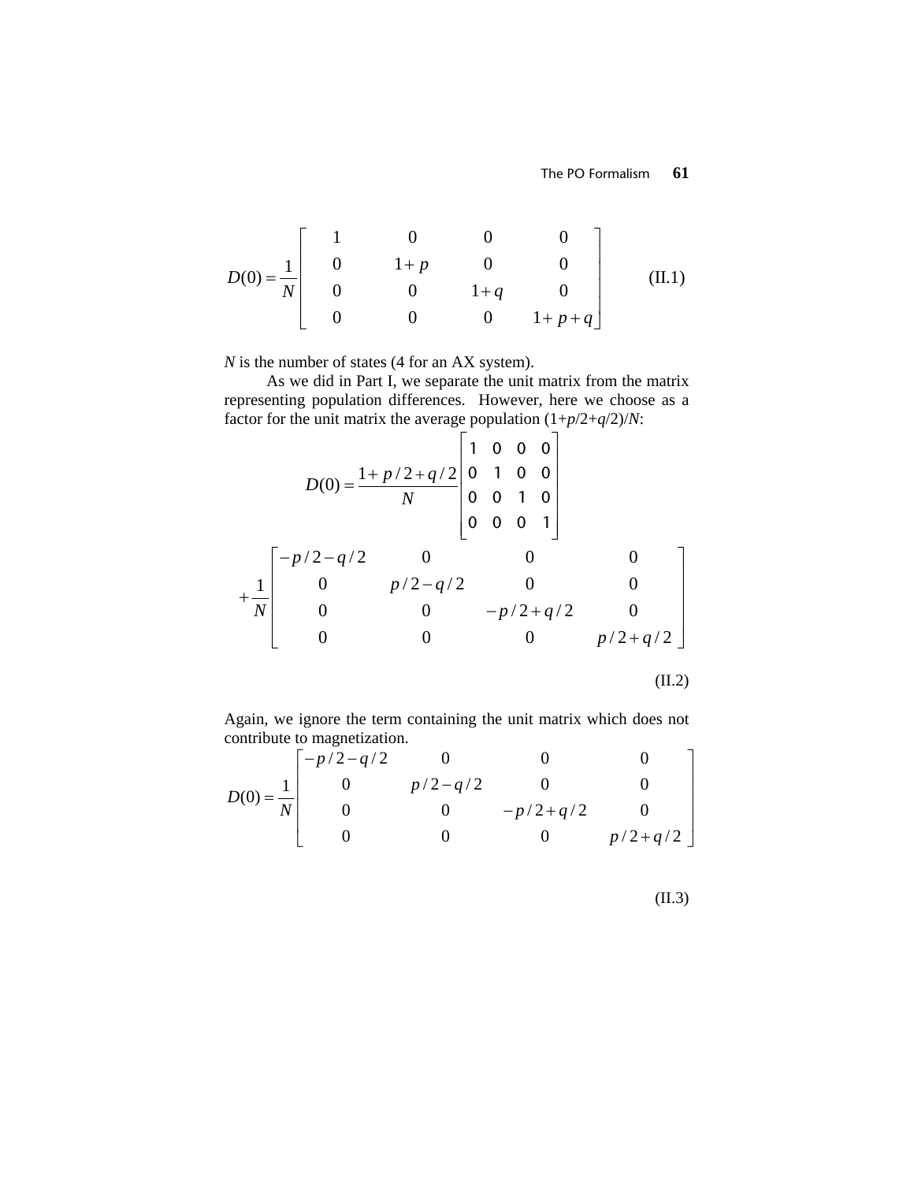$$D(0) = \frac{1}{N}\begin{bmatrix} 1 & 0 & 0 & 0 \\ 0 & 1+p & 0 & 0 \\ 0 & 0 & 1+q & 0 \\ 0 & 0 & 0 & 1+p+q \end{bmatrix} \qquad \text{(II.1)}$$

$N$ is the number of states (4 for an AX system).

As we did in Part I, we separate the unit matrix from the matrix representing population differences. However, here we choose as a factor for the unit matrix the average population $(1+p/2+q/2)/N$:

$$D(0) = \frac{1+p/2+q/2}{N}\begin{bmatrix} 1 & 0 & 0 & 0 \\ 0 & 1 & 0 & 0 \\ 0 & 0 & 1 & 0 \\ 0 & 0 & 0 & 1 \end{bmatrix}$$

$$+\frac{1}{N}\begin{bmatrix} -p/2-q/2 & 0 & 0 & 0 \\ 0 & p/2-q/2 & 0 & 0 \\ 0 & 0 & -p/2+q/2 & 0 \\ 0 & 0 & 0 & p/2+q/2 \end{bmatrix}$$

(II.2)

Again, we ignore the term containing the unit matrix which does not contribute to magnetization.

$$D(0) = \frac{1}{N}\begin{bmatrix} -p/2-q/2 & 0 & 0 & 0 \\ 0 & p/2-q/2 & 0 & 0 \\ 0 & 0 & -p/2+q/2 & 0 \\ 0 & 0 & 0 & p/2+q/2 \end{bmatrix}$$

(II.3)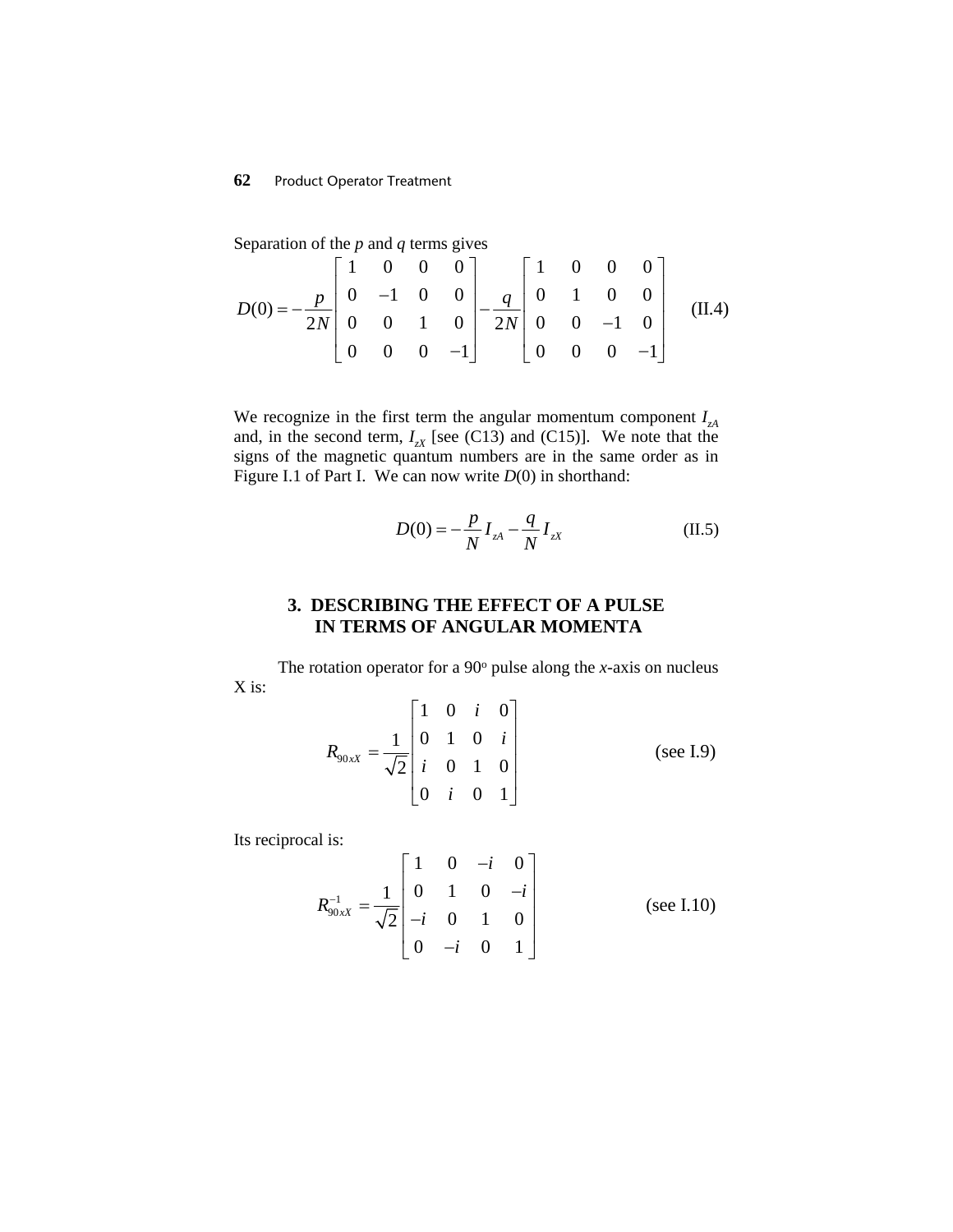Separation of the $p$ and $q$ terms gives

$$D(0) = -\frac{p}{2N}\begin{bmatrix} 1 & 0 & 0 & 0 \\ 0 & -1 & 0 & 0 \\ 0 & 0 & 1 & 0 \\ 0 & 0 & 0 & -1 \end{bmatrix} - \frac{q}{2N}\begin{bmatrix} 1 & 0 & 0 & 0 \\ 0 & 1 & 0 & 0 \\ 0 & 0 & -1 & 0 \\ 0 & 0 & 0 & -1 \end{bmatrix} \qquad \text{(II.4)}$$

We recognize in the first term the angular momentum component $I_{zA}$ and, in the second term, $I_{zX}$ [see (C13) and (C15)]. We note that the signs of the magnetic quantum numbers are in the same order as in Figure I.1 of Part I. We can now write $D(0)$ in shorthand:

$$D(0) = -\frac{p}{N} I_{zA} - \frac{q}{N} I_{zX} \qquad \text{(II.5)}$$

## 3. DESCRIBING THE EFFECT OF A PULSE IN TERMS OF ANGULAR MOMENTA

The rotation operator for a 90° pulse along the $x$-axis on nucleus X is:

$$R_{90xX} = \frac{1}{\sqrt{2}}\begin{bmatrix} 1 & 0 & i & 0 \\ 0 & 1 & 0 & i \\ i & 0 & 1 & 0 \\ 0 & i & 0 & 1 \end{bmatrix} \qquad \text{(see I.9)}$$

Its reciprocal is:

$$R_{90xX}^{-1} = \frac{1}{\sqrt{2}}\begin{bmatrix} 1 & 0 & -i & 0 \\ 0 & 1 & 0 & -i \\ -i & 0 & 1 & 0 \\ 0 & -i & 0 & 1 \end{bmatrix} \qquad \text{(see I.10)}$$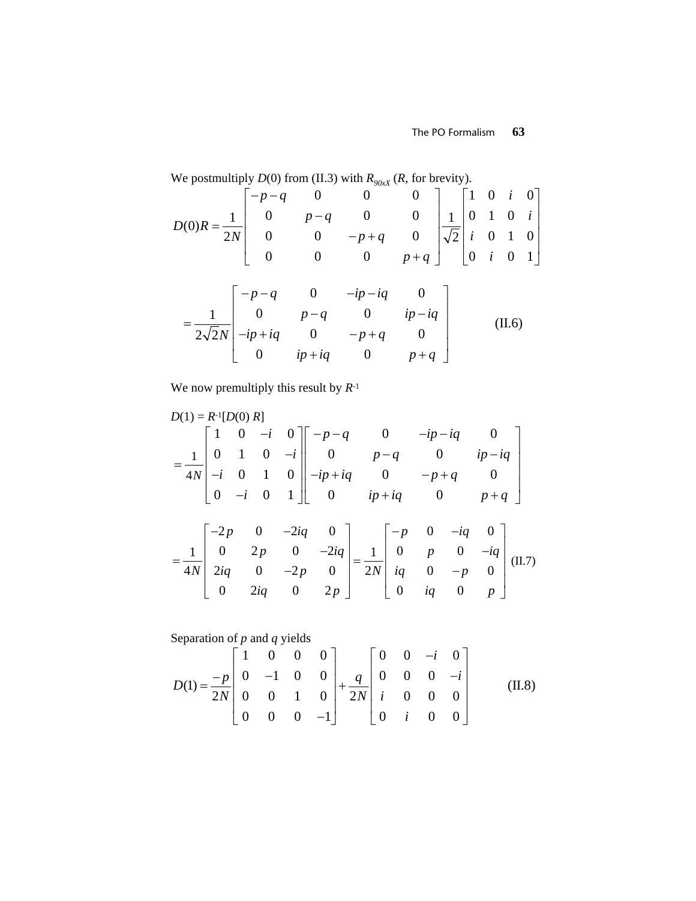We postmultiply $D(0)$ from (II.3) with $R_{90xX}$ ($R$, for brevity).

$$D(0)R = \frac{1}{2N}\begin{bmatrix} -p-q & 0 & 0 & 0 \\ 0 & p-q & 0 & 0 \\ 0 & 0 & -p+q & 0 \\ 0 & 0 & 0 & p+q \end{bmatrix} \frac{1}{\sqrt{2}}\begin{bmatrix} 1 & 0 & i & 0 \\ 0 & 1 & 0 & i \\ i & 0 & 1 & 0 \\ 0 & i & 0 & 1 \end{bmatrix}$$

$$= \frac{1}{2\sqrt{2}N}\begin{bmatrix} -p-q & 0 & -ip-iq & 0 \\ 0 & p-q & 0 & ip-iq \\ -ip+iq & 0 & -p+q & 0 \\ 0 & ip+iq & 0 & p+q \end{bmatrix} \qquad \text{(II.6)}$$

We now premultiply this result by $R^{-1}$

$D(1) = R^{-1}[D(0)\ R]$

$$= \frac{1}{4N}\begin{bmatrix} 1 & 0 & -i & 0 \\ 0 & 1 & 0 & -i \\ -i & 0 & 1 & 0 \\ 0 & -i & 0 & 1 \end{bmatrix}\begin{bmatrix} -p-q & 0 & -ip-iq & 0 \\ 0 & p-q & 0 & ip-iq \\ -ip+iq & 0 & -p+q & 0 \\ 0 & ip+iq & 0 & p+q \end{bmatrix}$$

$$= \frac{1}{4N}\begin{bmatrix} -2p & 0 & -2iq & 0 \\ 0 & 2p & 0 & -2iq \\ 2iq & 0 & -2p & 0 \\ 0 & 2iq & 0 & 2p \end{bmatrix} = \frac{1}{2N}\begin{bmatrix} -p & 0 & -iq & 0 \\ 0 & p & 0 & -iq \\ iq & 0 & -p & 0 \\ 0 & iq & 0 & p \end{bmatrix} \qquad \text{(II.7)}$$

Separation of $p$ and $q$ yields

$$D(1) = \frac{-p}{2N}\begin{bmatrix} 1 & 0 & 0 & 0 \\ 0 & -1 & 0 & 0 \\ 0 & 0 & 1 & 0 \\ 0 & 0 & 0 & -1 \end{bmatrix} + \frac{q}{2N}\begin{bmatrix} 0 & 0 & -i & 0 \\ 0 & 0 & 0 & -i \\ i & 0 & 0 & 0 \\ 0 & i & 0 & 0 \end{bmatrix} \qquad \text{(II.8)}$$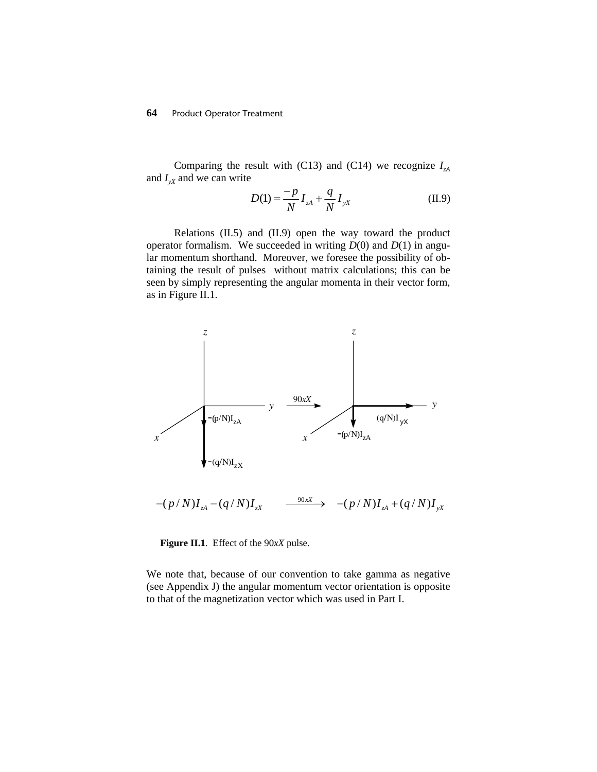Comparing the result with (C13) and (C14) we recognize $I_{zA}$ and $I_{yX}$ and we can write

$$D(1) = \frac{-p}{N} I_{zA} + \frac{q}{N} I_{yX} \qquad \text{(II.9)}$$

Relations (II.5) and (II.9) open the way toward the product operator formalism. We succeeded in writing $D(0)$ and $D(1)$ in angular momentum shorthand. Moreover, we foresee the possibility of obtaining the result of pulses without matrix calculations; this can be seen by simply representing the angular momenta in their vector form, as in Figure II.1.

$$-(p/N)I_{zA} - (q/N)I_{zX} \xrightarrow{90xX} -(p/N)I_{zA} + (q/N)I_{yX}$$

**Figure II.1**. Effect of the 90*xX* pulse.

We note that, because of our convention to take gamma as negative (see Appendix J) the angular momentum vector orientation is opposite to that of the magnetization vector which was used in Part I.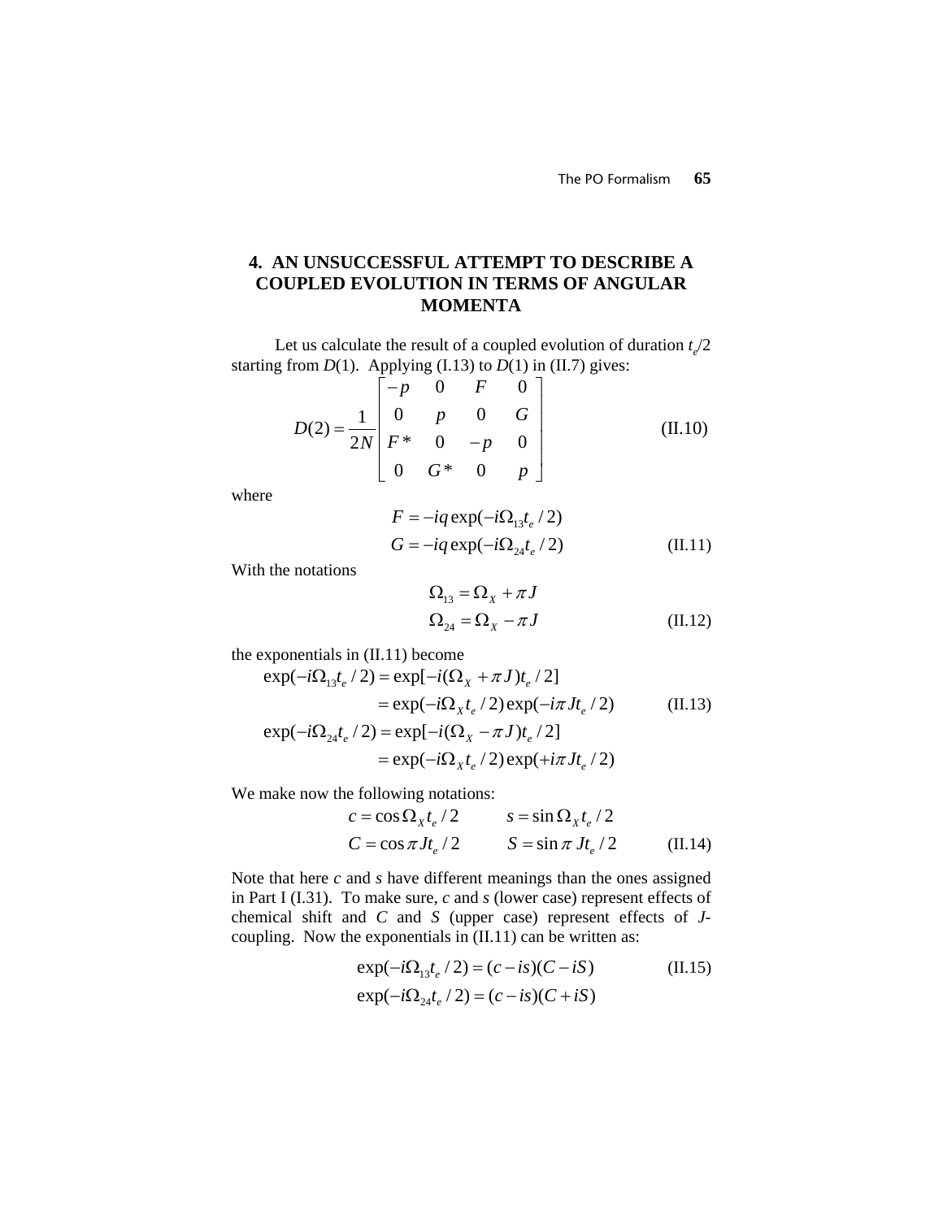## 4. AN UNSUCCESSFUL ATTEMPT TO DESCRIBE A COUPLED EVOLUTION IN TERMS OF ANGULAR MOMENTA

Let us calculate the result of a coupled evolution of duration $t_e/2$ starting from $D(1)$. Applying (I.13) to $D(1)$ in (II.7) gives:

$$D(2) = \frac{1}{2N}\begin{bmatrix} -p & 0 & F & 0 \\ 0 & p & 0 & G \\ F^* & 0 & -p & 0 \\ 0 & G^* & 0 & p \end{bmatrix} \qquad \text{(II.10)}$$

where

$$\begin{aligned} F &= -iq\exp(-i\Omega_{13}t_e/2) \\ G &= -iq\exp(-i\Omega_{24}t_e/2) \end{aligned} \qquad \text{(II.11)}$$

With the notations

$$\begin{aligned} \Omega_{13} &= \Omega_X + \pi J \\ \Omega_{24} &= \Omega_X - \pi J \end{aligned} \qquad \text{(II.12)}$$

the exponentials in (II.11) become

$$\begin{aligned} \exp(-i\Omega_{13}t_e/2) &= \exp[-i(\Omega_X + \pi J)t_e/2] \\ &= \exp(-i\Omega_X t_e/2)\exp(-i\pi Jt_e/2) \\ \exp(-i\Omega_{24}t_e/2) &= \exp[-i(\Omega_X - \pi J)t_e/2] \\ &= \exp(-i\Omega_X t_e/2)\exp(+i\pi Jt_e/2) \end{aligned} \qquad \text{(II.13)}$$

We make now the following notations:

$$\begin{aligned} c &= \cos\Omega_X t_e/2 \qquad & s &= \sin\Omega_X t_e/2 \\ C &= \cos\pi Jt_e/2 \qquad & S &= \sin\pi Jt_e/2 \end{aligned} \qquad \text{(II.14)}$$

Note that here $c$ and $s$ have different meanings than the ones assigned in Part I (I.31). To make sure, $c$ and $s$ (lower case) represent effects of chemical shift and $C$ and $S$ (upper case) represent effects of $J$-coupling. Now the exponentials in (II.11) can be written as:

$$\begin{aligned} \exp(-i\Omega_{13}t_e/2) &= (c - is)(C - iS) \\ \exp(-i\Omega_{24}t_e/2) &= (c - is)(C + iS) \end{aligned} \qquad \text{(II.15)}$$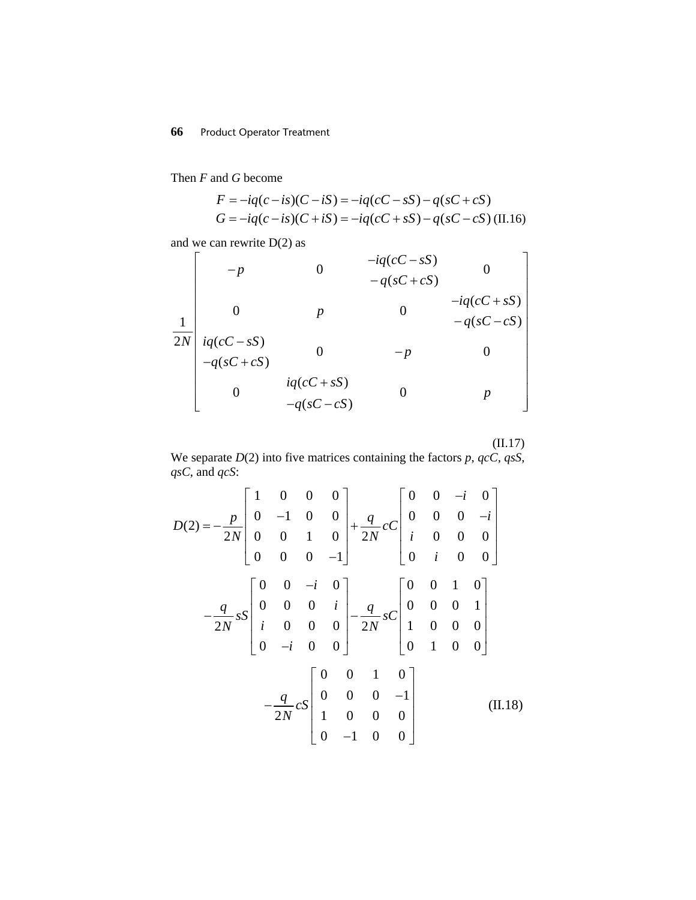Then $F$ and $G$ become

$$
\begin{aligned}
F &= -iq(c-is)(C-iS) = -iq(cC-sS) - q(sC+cS) \\
G &= -iq(c-is)(C+iS) = -iq(cC+sS) - q(sC-cS)
\end{aligned} \tag{II.16}
$$

and we can rewrite D(2) as

$$
\frac{1}{2N}\begin{bmatrix}
-p & 0 & \begin{matrix}-iq(cC-sS)\\ -q(sC+cS)\end{matrix} & 0 \\
0 & p & 0 & \begin{matrix}-iq(cC+sS)\\ -q(sC-cS)\end{matrix} \\
\begin{matrix}iq(cC-sS)\\ -q(sC+cS)\end{matrix} & 0 & -p & 0 \\
0 & \begin{matrix}iq(cC+sS)\\ -q(sC-cS)\end{matrix} & 0 & p
\end{bmatrix} \tag{II.17}
$$

We separate $D(2)$ into five matrices containing the factors $p$, $qcC$, $qsS$, $qsC$, and $qcS$:

$$
\begin{aligned}
D(2) = &-\frac{p}{2N}\begin{bmatrix} 1 & 0 & 0 & 0 \\ 0 & -1 & 0 & 0 \\ 0 & 0 & 1 & 0 \\ 0 & 0 & 0 & -1 \end{bmatrix} + \frac{q}{2N}cC\begin{bmatrix} 0 & 0 & -i & 0 \\ 0 & 0 & 0 & -i \\ i & 0 & 0 & 0 \\ 0 & i & 0 & 0 \end{bmatrix} \\
&-\frac{q}{2N}sS\begin{bmatrix} 0 & 0 & -i & 0 \\ 0 & 0 & 0 & i \\ i & 0 & 0 & 0 \\ 0 & -i & 0 & 0 \end{bmatrix} - \frac{q}{2N}sC\begin{bmatrix} 0 & 0 & 1 & 0 \\ 0 & 0 & 0 & 1 \\ 1 & 0 & 0 & 0 \\ 0 & 1 & 0 & 0 \end{bmatrix} \\
&-\frac{q}{2N}cS\begin{bmatrix} 0 & 0 & 1 & 0 \\ 0 & 0 & 0 & -1 \\ 1 & 0 & 0 & 0 \\ 0 & -1 & 0 & 0 \end{bmatrix}
\end{aligned} \tag{II.18}
$$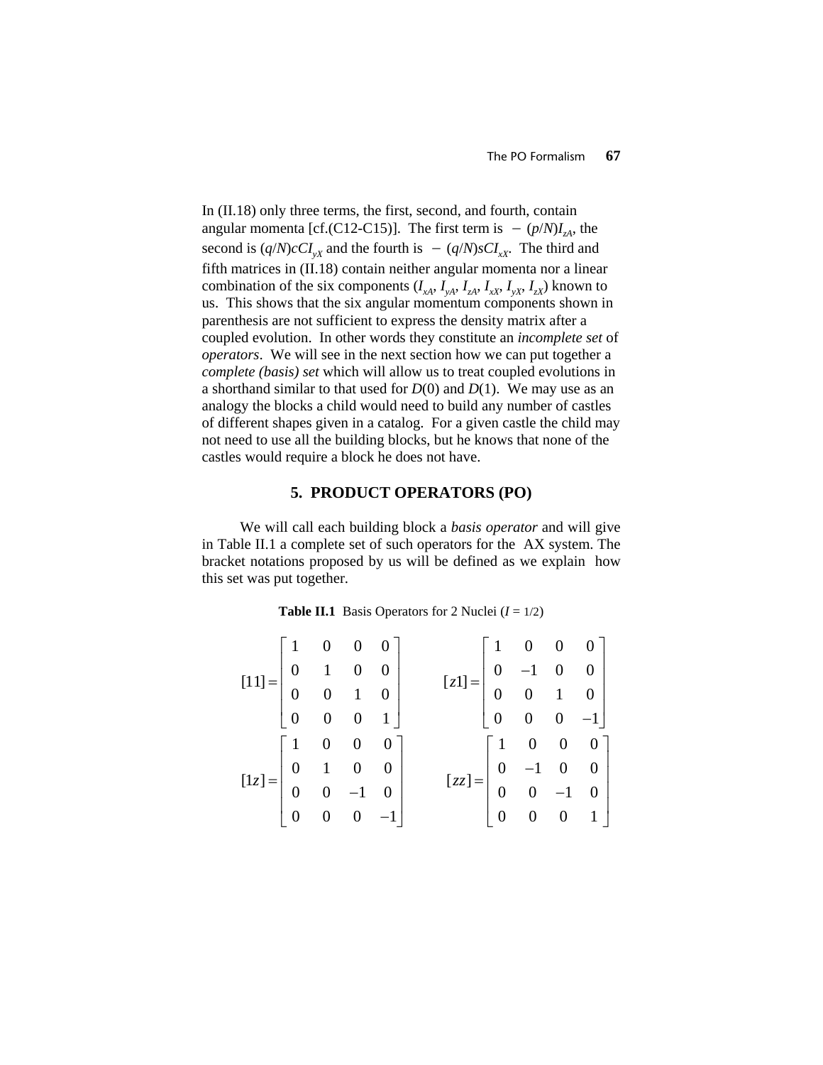In (II.18) only three terms, the first, second, and fourth, contain angular momenta [cf.(C12-C15)]. The first term is $-(p/N)I_{zA}$, the second is $(q/N)cCI_{yX}$ and the fourth is $-(q/N)sCI_{xX}$. The third and fifth matrices in (II.18) contain neither angular momenta nor a linear combination of the six components ($I_{xA}$, $I_{yA}$, $I_{zA}$, $I_{xX}$, $I_{yX}$, $I_{zX}$) known to us. This shows that the six angular momentum components shown in parenthesis are not sufficient to express the density matrix after a coupled evolution. In other words they constitute an *incomplete set* of *operators*. We will see in the next section how we can put together a *complete (basis) set* which will allow us to treat coupled evolutions in a shorthand similar to that used for $D(0)$ and $D(1)$. We may use as an analogy the blocks a child would need to build any number of castles of different shapes given in a catalog. For a given castle the child may not need to use all the building blocks, but he knows that none of the castles would require a block he does not have.

## 5. PRODUCT OPERATORS (PO)

We will call each building block a *basis operator* and will give in Table II.1 a complete set of such operators for the AX system. The bracket notations proposed by us will be defined as we explain how this set was put together.

**Table II.1** Basis Operators for 2 Nuclei ($I = 1/2$)

$$[11] = \begin{bmatrix} 1 & 0 & 0 & 0 \\ 0 & 1 & 0 & 0 \\ 0 & 0 & 1 & 0 \\ 0 & 0 & 0 & 1 \end{bmatrix} \qquad [z1] = \begin{bmatrix} 1 & 0 & 0 & 0 \\ 0 & -1 & 0 & 0 \\ 0 & 0 & 1 & 0 \\ 0 & 0 & 0 & -1 \end{bmatrix}$$

$$[1z] = \begin{bmatrix} 1 & 0 & 0 & 0 \\ 0 & 1 & 0 & 0 \\ 0 & 0 & -1 & 0 \\ 0 & 0 & 0 & -1 \end{bmatrix} \qquad [zz] = \begin{bmatrix} 1 & 0 & 0 & 0 \\ 0 & -1 & 0 & 0 \\ 0 & 0 & -1 & 0 \\ 0 & 0 & 0 & 1 \end{bmatrix}$$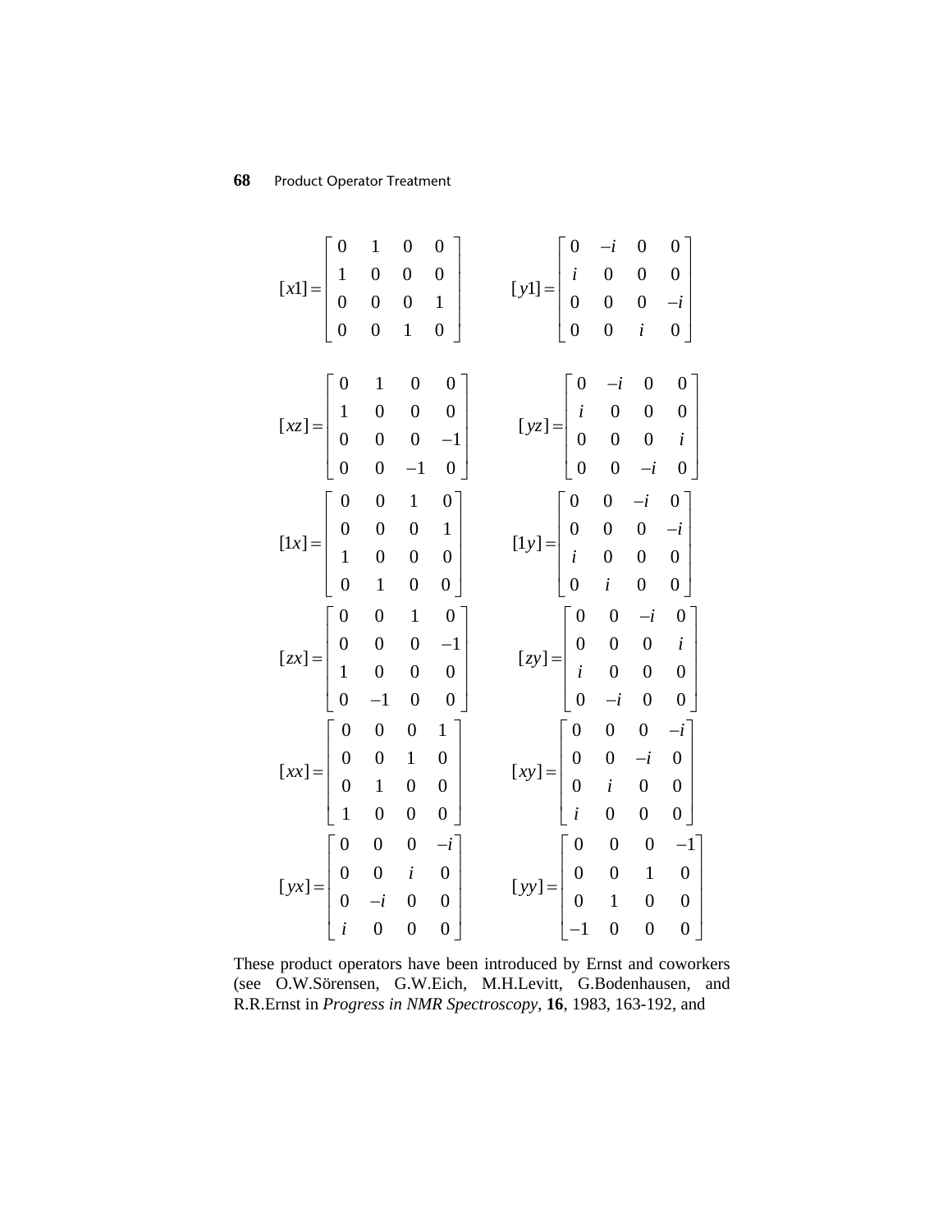$$[x1] = \begin{bmatrix} 0 & 1 & 0 & 0 \\ 1 & 0 & 0 & 0 \\ 0 & 0 & 0 & 1 \\ 0 & 0 & 1 & 0 \end{bmatrix} \qquad [y1] = \begin{bmatrix} 0 & -i & 0 & 0 \\ i & 0 & 0 & 0 \\ 0 & 0 & 0 & -i \\ 0 & 0 & i & 0 \end{bmatrix}$$

$$[xz] = \begin{bmatrix} 0 & 1 & 0 & 0 \\ 1 & 0 & 0 & 0 \\ 0 & 0 & 0 & -1 \\ 0 & 0 & -1 & 0 \end{bmatrix} \qquad [yz] = \begin{bmatrix} 0 & -i & 0 & 0 \\ i & 0 & 0 & 0 \\ 0 & 0 & 0 & i \\ 0 & 0 & -i & 0 \end{bmatrix}$$

$$[1x] = \begin{bmatrix} 0 & 0 & 1 & 0 \\ 0 & 0 & 0 & 1 \\ 1 & 0 & 0 & 0 \\ 0 & 1 & 0 & 0 \end{bmatrix} \qquad [1y] = \begin{bmatrix} 0 & 0 & -i & 0 \\ 0 & 0 & 0 & -i \\ i & 0 & 0 & 0 \\ 0 & i & 0 & 0 \end{bmatrix}$$

$$[zx] = \begin{bmatrix} 0 & 0 & 1 & 0 \\ 0 & 0 & 0 & -1 \\ 1 & 0 & 0 & 0 \\ 0 & -1 & 0 & 0 \end{bmatrix} \qquad [zy] = \begin{bmatrix} 0 & 0 & -i & 0 \\ 0 & 0 & 0 & i \\ i & 0 & 0 & 0 \\ 0 & -i & 0 & 0 \end{bmatrix}$$

$$[xx] = \begin{bmatrix} 0 & 0 & 0 & 1 \\ 0 & 0 & 1 & 0 \\ 0 & 1 & 0 & 0 \\ 1 & 0 & 0 & 0 \end{bmatrix} \qquad [xy] = \begin{bmatrix} 0 & 0 & 0 & -i \\ 0 & 0 & -i & 0 \\ 0 & i & 0 & 0 \\ i & 0 & 0 & 0 \end{bmatrix}$$

$$[yx] = \begin{bmatrix} 0 & 0 & 0 & -i \\ 0 & 0 & i & 0 \\ 0 & -i & 0 & 0 \\ i & 0 & 0 & 0 \end{bmatrix} \qquad [yy] = \begin{bmatrix} 0 & 0 & 0 & -1 \\ 0 & 0 & 1 & 0 \\ 0 & 1 & 0 & 0 \\ -1 & 0 & 0 & 0 \end{bmatrix}$$

These product operators have been introduced by Ernst and coworkers (see O.W.Sörensen, G.W.Eich, M.H.Levitt, G.Bodenhausen, and R.R.Ernst in *Progress in NMR Spectroscopy*, **16**, 1983, 163-192, and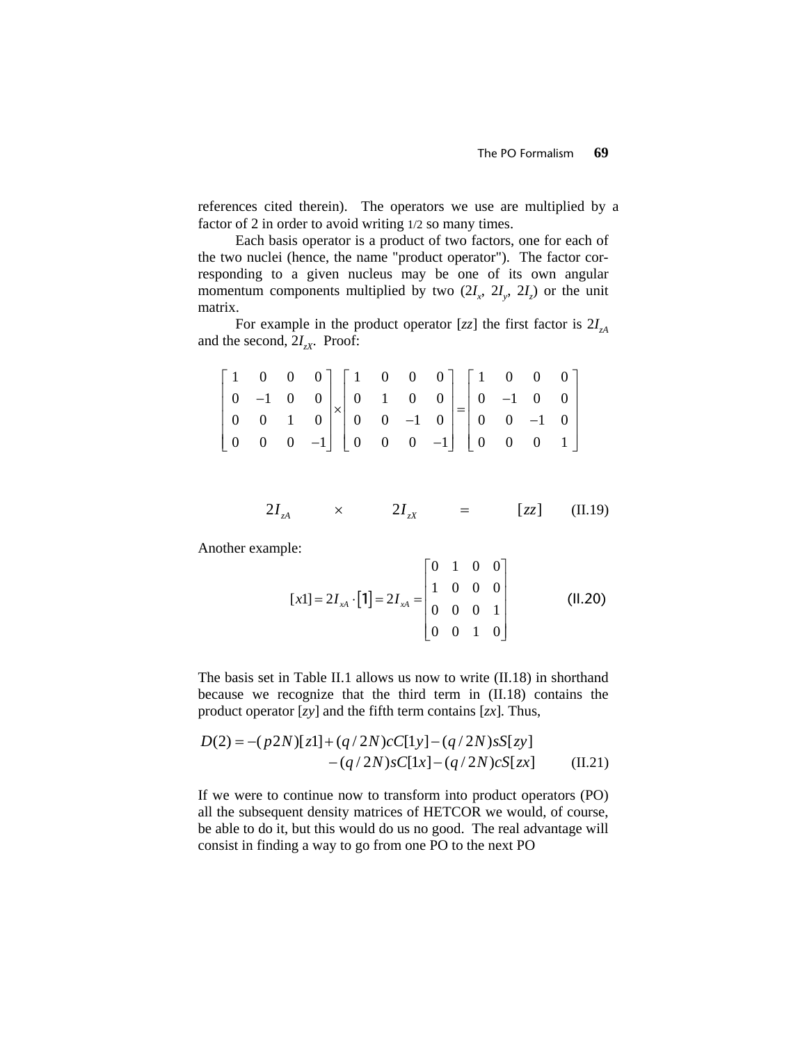references cited therein). The operators we use are multiplied by a factor of 2 in order to avoid writing 1/2 so many times.

Each basis operator is a product of two factors, one for each of the two nuclei (hence, the name "product operator"). The factor corresponding to a given nucleus may be one of its own angular momentum components multiplied by two ($2I_x$, $2I_y$, $2I_z$) or the unit matrix.

For example in the product operator [*zz*] the first factor is $2I_{zA}$ and the second, $2I_{zX}$. Proof:

$$\begin{bmatrix} 1 & 0 & 0 & 0 \\ 0 & -1 & 0 & 0 \\ 0 & 0 & 1 & 0 \\ 0 & 0 & 0 & -1 \end{bmatrix} \times \begin{bmatrix} 1 & 0 & 0 & 0 \\ 0 & 1 & 0 & 0 \\ 0 & 0 & -1 & 0 \\ 0 & 0 & 0 & -1 \end{bmatrix} = \begin{bmatrix} 1 & 0 & 0 & 0 \\ 0 & -1 & 0 & 0 \\ 0 & 0 & -1 & 0 \\ 0 & 0 & 0 & 1 \end{bmatrix}$$

$$2I_{zA} \quad \times \quad 2I_{zX} \quad = \quad [zz] \qquad \text{(II.19)}$$

Another example:

$$[x1] = 2I_{xA} \cdot [1] = 2I_{xA} = \begin{bmatrix} 0 & 1 & 0 & 0 \\ 1 & 0 & 0 & 0 \\ 0 & 0 & 0 & 1 \\ 0 & 0 & 1 & 0 \end{bmatrix} \qquad \text{(II.20)}$$

The basis set in Table II.1 allows us now to write (II.18) in shorthand because we recognize that the third term in (II.18) contains the product operator [*zy*] and the fifth term contains [*zx*]. Thus,

$$\begin{aligned} D(2) = -(p2N)[z1] + (q/2N)cC[1y] - (q/2N)sS[zy] \\ - (q/2N)sC[1x] - (q/2N)cS[zx] \end{aligned} \qquad \text{(II.21)}$$

If we were to continue now to transform into product operators (PO) all the subsequent density matrices of HETCOR we would, of course, be able to do it, but this would do us no good. The real advantage will consist in finding a way to go from one PO to the next PO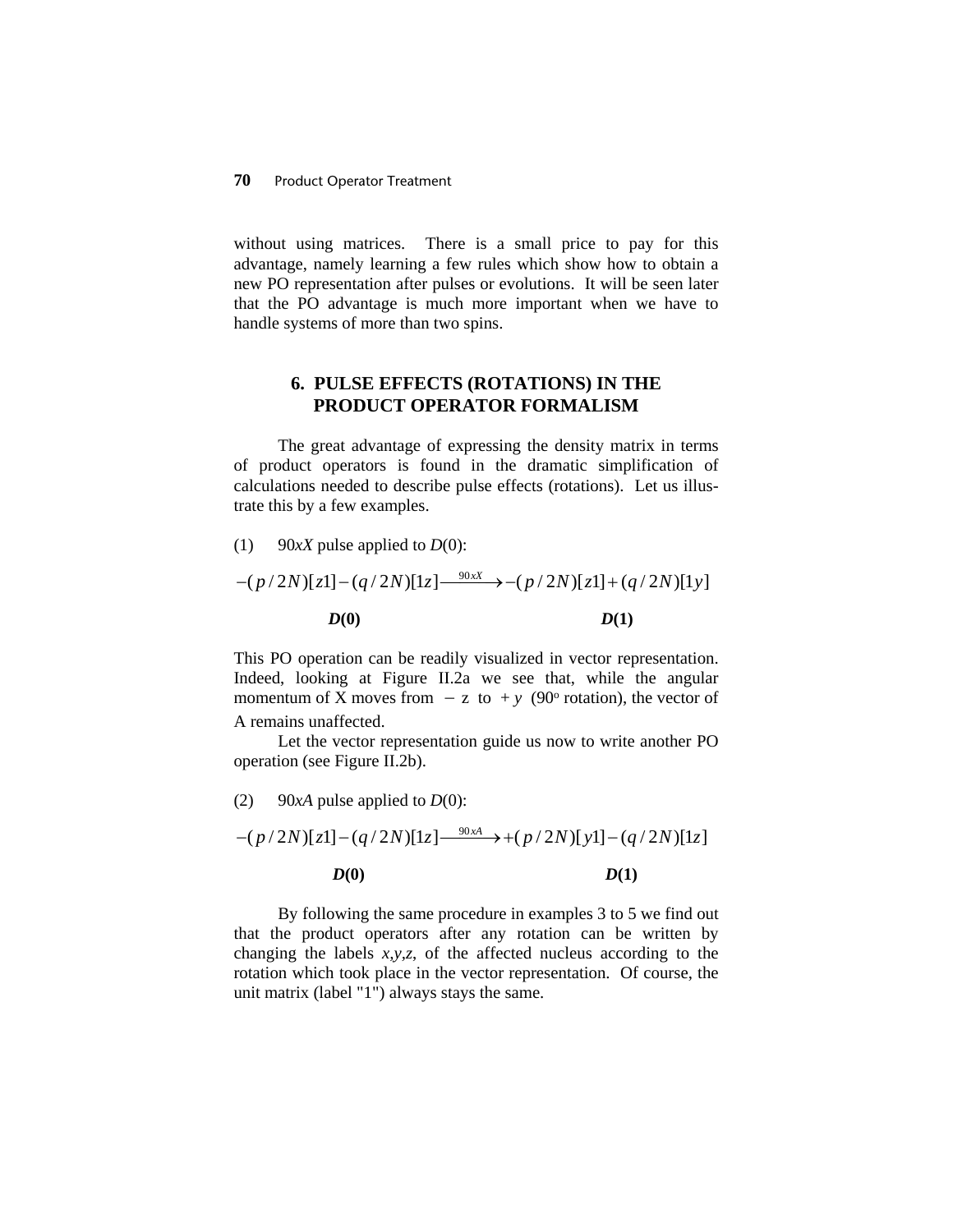without using matrices. There is a small price to pay for this advantage, namely learning a few rules which show how to obtain a new PO representation after pulses or evolutions. It will be seen later that the PO advantage is much more important when we have to handle systems of more than two spins.

## 6. PULSE EFFECTS (ROTATIONS) IN THE PRODUCT OPERATOR FORMALISM

The great advantage of expressing the density matrix in terms of product operators is found in the dramatic simplification of calculations needed to describe pulse effects (rotations). Let us illustrate this by a few examples.

(1) 90*xX* pulse applied to *D*(0):

$$-(p/2N)[z1]-(q/2N)[1z]\xrightarrow{90xX}-(p/2N)[z1]+(q/2N)[1y]$$

$$\boldsymbol{D(0)} \qquad\qquad\qquad\qquad \boldsymbol{D(1)}$$

This PO operation can be readily visualized in vector representation. Indeed, looking at Figure II.2a we see that, while the angular momentum of X moves from $-z$ to $+y$ ($90^{o}$ rotation), the vector of A remains unaffected.

Let the vector representation guide us now to write another PO operation (see Figure II.2b).

(2) 90*xA* pulse applied to *D*(0):

$$-(p/2N)[z1]-(q/2N)[1z]\xrightarrow{90xA}+(p/2N)[y1]-(q/2N)[1z]$$

$$\boldsymbol{D(0)} \qquad\qquad\qquad\qquad \boldsymbol{D(1)}$$

By following the same procedure in examples 3 to 5 we find out that the product operators after any rotation can be written by changing the labels *x,y,z,* of the affected nucleus according to the rotation which took place in the vector representation. Of course, the unit matrix (label "1") always stays the same.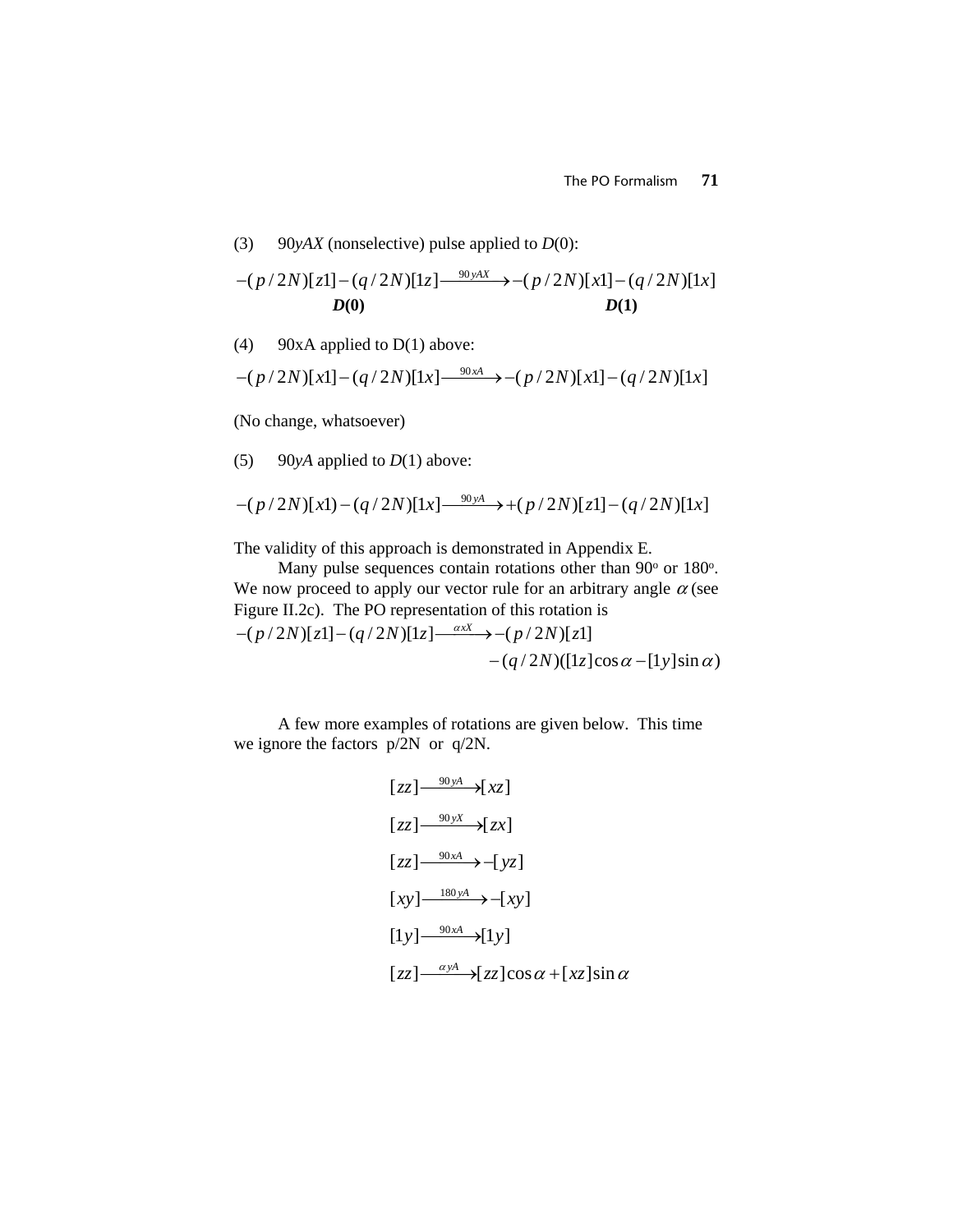(3) 90*yAX* (nonselective) pulse applied to *D*(0):

$$-(p/2N)[z1]-(q/2N)[1z] \xrightarrow{90yAX} -(p/2N)[x1]-(q/2N)[1x]$$

**D(0)** **D(1)**

(4) 90xA applied to D(1) above:

$$-(p/2N)[x1]-(q/2N)[1x] \xrightarrow{90xA} -(p/2N)[x1]-(q/2N)[1x]$$

(No change, whatsoever)

(5) 90*yA* applied to *D*(1) above:

$$-(p/2N)[x1)-(q/2N)[1x] \xrightarrow{90yA} +(p/2N)[z1]-(q/2N)[1x]$$

The validity of this approach is demonstrated in Appendix E.

Many pulse sequences contain rotations other than 90° or 180°. We now proceed to apply our vector rule for an arbitrary angle $\alpha$ (see Figure II.2c). The PO representation of this rotation is

$$-(p/2N)[z1]-(q/2N)[1z] \xrightarrow{\alpha xX} -(p/2N)[z1] -(q/2N)([1z]\cos\alpha-[1y]\sin\alpha)$$

A few more examples of rotations are given below. This time we ignore the factors p/2N or q/2N.

$$[zz] \xrightarrow{90yA} [xz]$$

$$[zz] \xrightarrow{90yX} [zx]$$

$$[zz] \xrightarrow{90xA} -[yz]$$

$$[xy] \xrightarrow{180yA} -[xy]$$

$$[1y] \xrightarrow{90xA} [1y]$$

$$[zz] \xrightarrow{\alpha yA} [zz]\cos\alpha+[xz]\sin\alpha$$